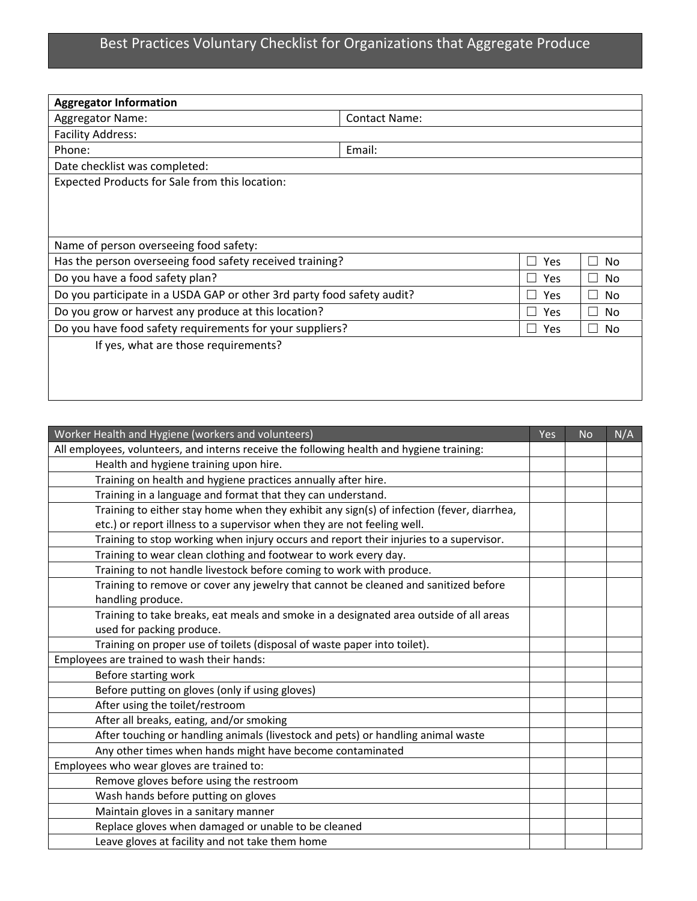# Best Practices Voluntary Checklist for Organizations that Aggregate Produce

| **Aggregator Information** | | | |
|---|---|---|---|
| Aggregator Name: | Contact Name: | | |
| Facility Address: | | | |
| Phone: | Email: | | |
| Date checklist was completed: | | | |
| Expected Products for Sale from this location: | | | |
| Name of person overseeing food safety: | | | |
| Has the person overseeing food safety received training? | | ☐ Yes | ☐ No |
| Do you have a food safety plan? | | ☐ Yes | ☐ No |
| Do you participate in a USDA GAP or other 3rd party food safety audit? | | ☐ Yes | ☐ No |
| Do you grow or harvest any produce at this location? | | ☐ Yes | ☐ No |
| Do you have food safety requirements for your suppliers? | | ☐ Yes | ☐ No |
| If yes, what are those requirements? | | | |

| Worker Health and Hygiene (workers and volunteers) | Yes | No | N/A |
|---|---|---|---|
| All employees, volunteers, and interns receive the following health and hygiene training: | | | |
| Health and hygiene training upon hire. | | | |
| Training on health and hygiene practices annually after hire. | | | |
| Training in a language and format that they can understand. | | | |
| Training to either stay home when they exhibit any sign(s) of infection (fever, diarrhea, etc.) or report illness to a supervisor when they are not feeling well. | | | |
| Training to stop working when injury occurs and report their injuries to a supervisor. | | | |
| Training to wear clean clothing and footwear to work every day. | | | |
| Training to not handle livestock before coming to work with produce. | | | |
| Training to remove or cover any jewelry that cannot be cleaned and sanitized before handling produce. | | | |
| Training to take breaks, eat meals and smoke in a designated area outside of all areas used for packing produce. | | | |
| Training on proper use of toilets (disposal of waste paper into toilet). | | | |
| Employees are trained to wash their hands: | | | |
| Before starting work | | | |
| Before putting on gloves (only if using gloves) | | | |
| After using the toilet/restroom | | | |
| After all breaks, eating, and/or smoking | | | |
| After touching or handling animals (livestock and pets) or handling animal waste | | | |
| Any other times when hands might have become contaminated | | | |
| Employees who wear gloves are trained to: | | | |
| Remove gloves before using the restroom | | | |
| Wash hands before putting on gloves | | | |
| Maintain gloves in a sanitary manner | | | |
| Replace gloves when damaged or unable to be cleaned | | | |
| Leave gloves at facility and not take them home | | | |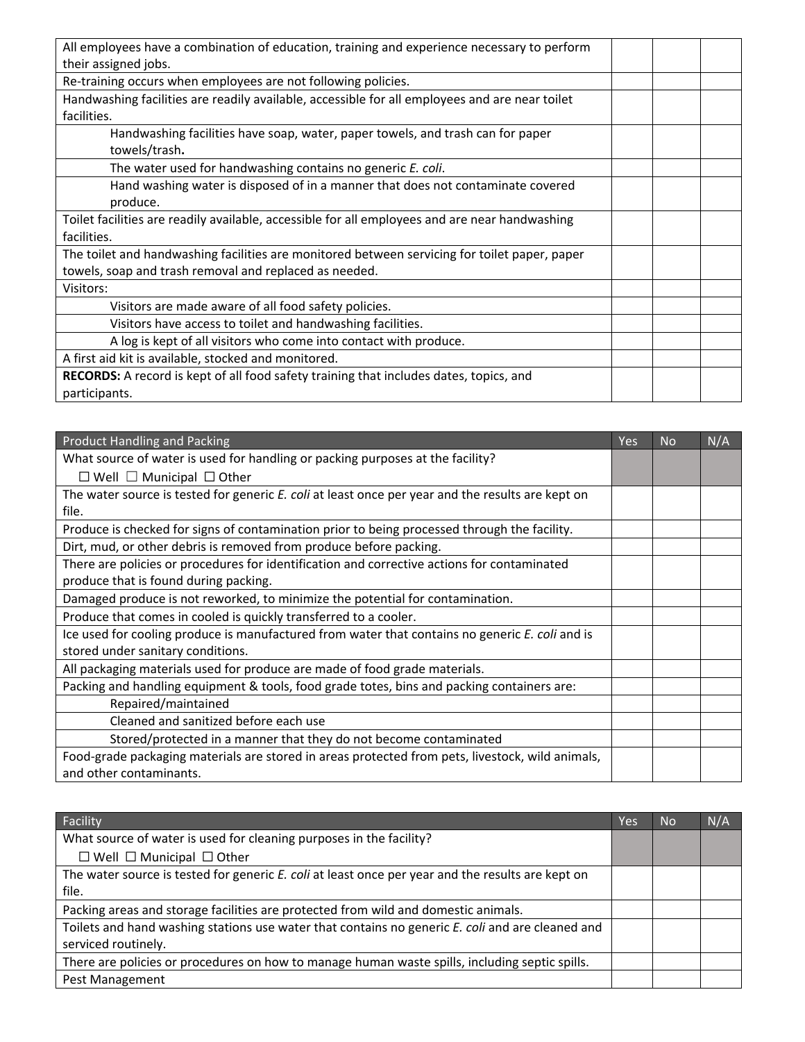| | | | |
|---|---|---|---|
| All employees have a combination of education, training and experience necessary to perform their assigned jobs. | | | |
| Re-training occurs when employees are not following policies. | | | |
| Handwashing facilities are readily available, accessible for all employees and are near toilet facilities. | | | |
| Handwashing facilities have soap, water, paper towels, and trash can for paper towels/trash. | | | |
| The water used for handwashing contains no generic *E. coli*. | | | |
| Hand washing water is disposed of in a manner that does not contaminate covered produce. | | | |
| Toilet facilities are readily available, accessible for all employees and are near handwashing facilities. | | | |
| The toilet and handwashing facilities are monitored between servicing for toilet paper, paper towels, soap and trash removal and replaced as needed. | | | |
| Visitors: | | | |
| Visitors are made aware of all food safety policies. | | | |
| Visitors have access to toilet and handwashing facilities. | | | |
| A log is kept of all visitors who come into contact with produce. | | | |
| A first aid kit is available, stocked and monitored. | | | |
| **RECORDS:** A record is kept of all food safety training that includes dates, topics, and participants. | | | |

| Product Handling and Packing | Yes | No | N/A |
|---|---|---|---|
| What source of water is used for handling or packing purposes at the facility? ☐ Well ☐ Municipal ☐ Other | | | |
| The water source is tested for generic *E. coli* at least once per year and the results are kept on file. | | | |
| Produce is checked for signs of contamination prior to being processed through the facility. | | | |
| Dirt, mud, or other debris is removed from produce before packing. | | | |
| There are policies or procedures for identification and corrective actions for contaminated produce that is found during packing. | | | |
| Damaged produce is not reworked, to minimize the potential for contamination. | | | |
| Produce that comes in cooled is quickly transferred to a cooler. | | | |
| Ice used for cooling produce is manufactured from water that contains no generic *E. coli* and is stored under sanitary conditions. | | | |
| All packaging materials used for produce are made of food grade materials. | | | |
| Packing and handling equipment & tools, food grade totes, bins and packing containers are: | | | |
| Repaired/maintained | | | |
| Cleaned and sanitized before each use | | | |
| Stored/protected in a manner that they do not become contaminated | | | |
| Food-grade packaging materials are stored in areas protected from pets, livestock, wild animals, and other contaminants. | | | |

| Facility | Yes | No | N/A |
|---|---|---|---|
| What source of water is used for cleaning purposes in the facility? ☐ Well ☐ Municipal ☐ Other | | | |
| The water source is tested for generic *E. coli* at least once per year and the results are kept on file. | | | |
| Packing areas and storage facilities are protected from wild and domestic animals. | | | |
| Toilets and hand washing stations use water that contains no generic *E. coli* and are cleaned and serviced routinely. | | | |
| There are policies or procedures on how to manage human waste spills, including septic spills. | | | |
| Pest Management | | | |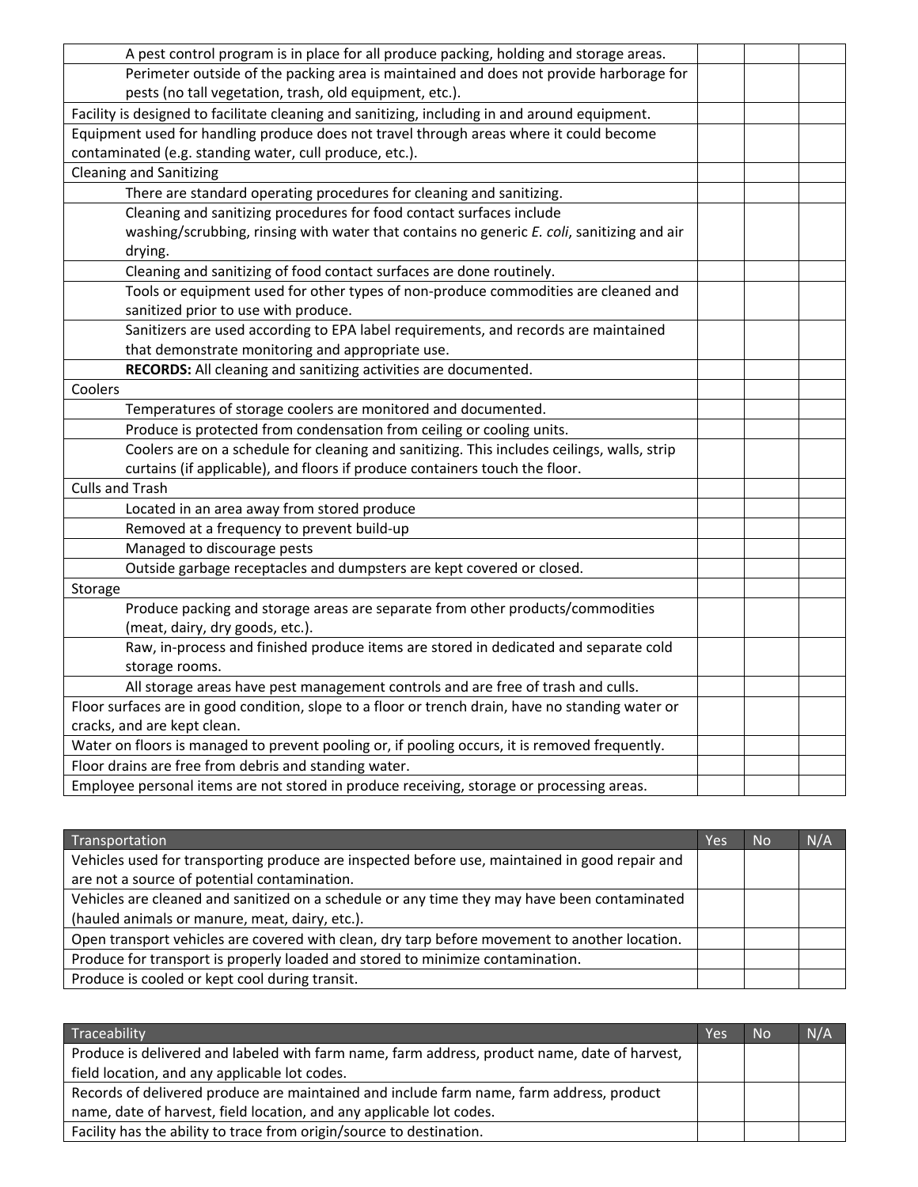| | | | |
|---|---|---|---|
| A pest control program is in place for all produce packing, holding and storage areas. | | | |
| Perimeter outside of the packing area is maintained and does not provide harborage for pests (no tall vegetation, trash, old equipment, etc.). | | | |
| Facility is designed to facilitate cleaning and sanitizing, including in and around equipment. | | | |
| Equipment used for handling produce does not travel through areas where it could become contaminated (e.g. standing water, cull produce, etc.). | | | |
| Cleaning and Sanitizing | | | |
| There are standard operating procedures for cleaning and sanitizing. | | | |
| Cleaning and sanitizing procedures for food contact surfaces include washing/scrubbing, rinsing with water that contains no generic *E. coli*, sanitizing and air drying. | | | |
| Cleaning and sanitizing of food contact surfaces are done routinely. | | | |
| Tools or equipment used for other types of non-produce commodities are cleaned and sanitized prior to use with produce. | | | |
| Sanitizers are used according to EPA label requirements, and records are maintained that demonstrate monitoring and appropriate use. | | | |
| **RECORDS:** All cleaning and sanitizing activities are documented. | | | |
| Coolers | | | |
| Temperatures of storage coolers are monitored and documented. | | | |
| Produce is protected from condensation from ceiling or cooling units. | | | |
| Coolers are on a schedule for cleaning and sanitizing. This includes ceilings, walls, strip curtains (if applicable), and floors if produce containers touch the floor. | | | |
| Culls and Trash | | | |
| Located in an area away from stored produce | | | |
| Removed at a frequency to prevent build-up | | | |
| Managed to discourage pests | | | |
| Outside garbage receptacles and dumpsters are kept covered or closed. | | | |
| Storage | | | |
| Produce packing and storage areas are separate from other products/commodities (meat, dairy, dry goods, etc.). | | | |
| Raw, in-process and finished produce items are stored in dedicated and separate cold storage rooms. | | | |
| All storage areas have pest management controls and are free of trash and culls. | | | |
| Floor surfaces are in good condition, slope to a floor or trench drain, have no standing water or cracks, and are kept clean. | | | |
| Water on floors is managed to prevent pooling or, if pooling occurs, it is removed frequently. | | | |
| Floor drains are free from debris and standing water. | | | |
| Employee personal items are not stored in produce receiving, storage or processing areas. | | | |

| Transportation | Yes | No | N/A |
|---|---|---|---|
| Vehicles used for transporting produce are inspected before use, maintained in good repair and are not a source of potential contamination. | | | |
| Vehicles are cleaned and sanitized on a schedule or any time they may have been contaminated (hauled animals or manure, meat, dairy, etc.). | | | |
| Open transport vehicles are covered with clean, dry tarp before movement to another location. | | | |
| Produce for transport is properly loaded and stored to minimize contamination. | | | |
| Produce is cooled or kept cool during transit. | | | |

| Traceability | Yes | No | N/A |
|---|---|---|---|
| Produce is delivered and labeled with farm name, farm address, product name, date of harvest, field location, and any applicable lot codes. | | | |
| Records of delivered produce are maintained and include farm name, farm address, product name, date of harvest, field location, and any applicable lot codes. | | | |
| Facility has the ability to trace from origin/source to destination. | | | |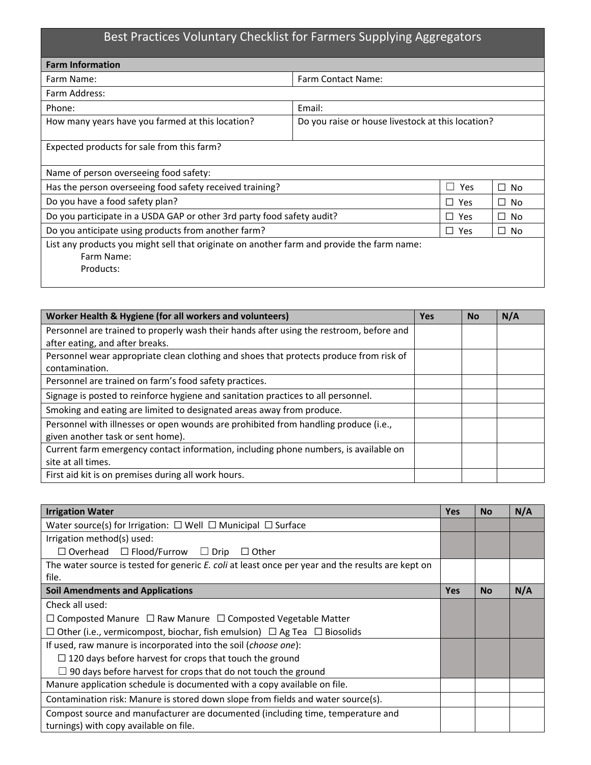# Best Practices Voluntary Checklist for Farmers Supplying Aggregators

| **Farm Information** | | | |
|---|---|---|---|
| Farm Name: | Farm Contact Name: | | |
| Farm Address: | | | |
| Phone: | Email: | | |
| How many years have you farmed at this location? | Do you raise or house livestock at this location? | | |
| Expected products for sale from this farm? | | | |
| Name of person overseeing food safety: | | | |
| Has the person overseeing food safety received training? | | ☐ Yes | ☐ No |
| Do you have a food safety plan? | | ☐ Yes | ☐ No |
| Do you participate in a USDA GAP or other 3rd party food safety audit? | | ☐ Yes | ☐ No |
| Do you anticipate using products from another farm? | | ☐ Yes | ☐ No |
| List any products you might sell that originate on another farm and provide the farm name:<br>Farm Name:<br>Products: | | | |

| **Worker Health & Hygiene (for all workers and volunteers)** | **Yes** | **No** | **N/A** |
|---|---|---|---|
| Personnel are trained to properly wash their hands after using the restroom, before and after eating, and after breaks. | | | |
| Personnel wear appropriate clean clothing and shoes that protects produce from risk of contamination. | | | |
| Personnel are trained on farm's food safety practices. | | | |
| Signage is posted to reinforce hygiene and sanitation practices to all personnel. | | | |
| Smoking and eating are limited to designated areas away from produce. | | | |
| Personnel with illnesses or open wounds are prohibited from handling produce (i.e., given another task or sent home). | | | |
| Current farm emergency contact information, including phone numbers, is available on site at all times. | | | |
| First aid kit is on premises during all work hours. | | | |

| **Irrigation Water** | **Yes** | **No** | **N/A** |
|---|---|---|---|
| Water source(s) for Irrigation: ☐ Well ☐ Municipal ☐ Surface | | | |
| Irrigation method(s) used:<br>☐ Overhead ☐ Flood/Furrow ☐ Drip ☐ Other | | | |
| The water source is tested for generic *E. coli* at least once per year and the results are kept on file. | | | |
| **Soil Amendments and Applications** | **Yes** | **No** | **N/A** |
| Check all used:<br>☐ Composted Manure ☐ Raw Manure ☐ Composted Vegetable Matter<br>☐ Other (i.e., vermicompost, biochar, fish emulsion) ☐ Ag Tea ☐ Biosolids | | | |
| If used, raw manure is incorporated into the soil (*choose one*):<br>☐ 120 days before harvest for crops that touch the ground<br>☐ 90 days before harvest for crops that do not touch the ground | | | |
| Manure application schedule is documented with a copy available on file. | | | |
| Contamination risk: Manure is stored down slope from fields and water source(s). | | | |
| Compost source and manufacturer are documented (including time, temperature and turnings) with copy available on file. | | | |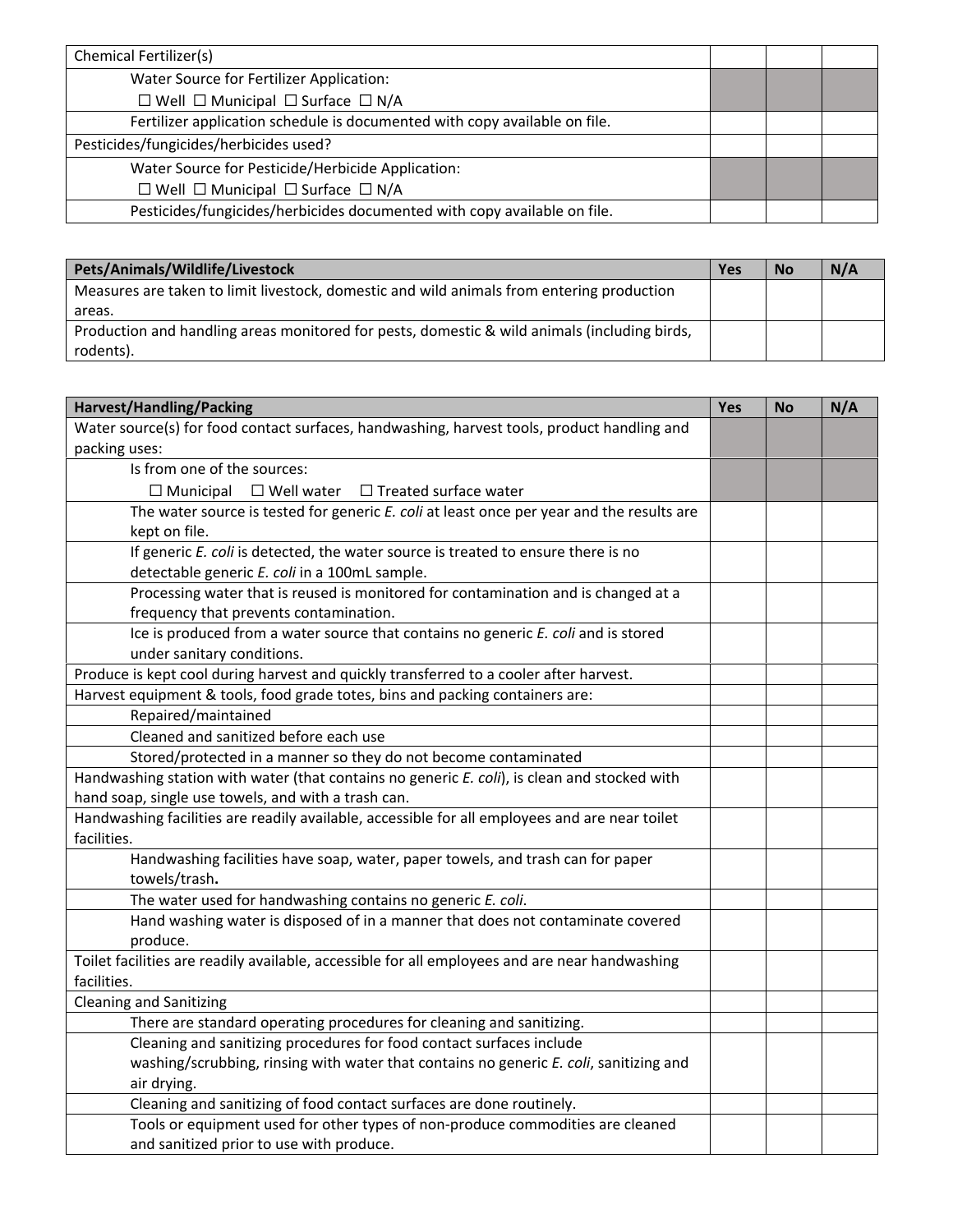| Chemical Fertilizer(s) | | | |
|---|---|---|---|
| Water Source for Fertilizer Application: ☐ Well ☐ Municipal ☐ Surface ☐ N/A | | | |
| Fertilizer application schedule is documented with copy available on file. | | | |
| Pesticides/fungicides/herbicides used? | | | |
| Water Source for Pesticide/Herbicide Application: ☐ Well ☐ Municipal ☐ Surface ☐ N/A | | | |
| Pesticides/fungicides/herbicides documented with copy available on file. | | | |

| **Pets/Animals/Wildlife/Livestock** | **Yes** | **No** | **N/A** |
|---|---|---|---|
| Measures are taken to limit livestock, domestic and wild animals from entering production areas. | | | |
| Production and handling areas monitored for pests, domestic & wild animals (including birds, rodents). | | | |

| **Harvest/Handling/Packing** | **Yes** | **No** | **N/A** |
|---|---|---|---|
| Water source(s) for food contact surfaces, handwashing, harvest tools, product handling and packing uses: | | | |
| Is from one of the sources: ☐ Municipal ☐ Well water ☐ Treated surface water | | | |
| The water source is tested for generic *E. coli* at least once per year and the results are kept on file. | | | |
| If generic *E. coli* is detected, the water source is treated to ensure there is no detectable generic *E. coli* in a 100mL sample. | | | |
| Processing water that is reused is monitored for contamination and is changed at a frequency that prevents contamination. | | | |
| Ice is produced from a water source that contains no generic *E. coli* and is stored under sanitary conditions. | | | |
| Produce is kept cool during harvest and quickly transferred to a cooler after harvest. | | | |
| Harvest equipment & tools, food grade totes, bins and packing containers are: | | | |
| Repaired/maintained | | | |
| Cleaned and sanitized before each use | | | |
| Stored/protected in a manner so they do not become contaminated | | | |
| Handwashing station with water (that contains no generic *E. coli*), is clean and stocked with hand soap, single use towels, and with a trash can. | | | |
| Handwashing facilities are readily available, accessible for all employees and are near toilet facilities. | | | |
| Handwashing facilities have soap, water, paper towels, and trash can for paper towels/trash. | | | |
| The water used for handwashing contains no generic *E. coli*. | | | |
| Hand washing water is disposed of in a manner that does not contaminate covered produce. | | | |
| Toilet facilities are readily available, accessible for all employees and are near handwashing facilities. | | | |
| Cleaning and Sanitizing | | | |
| There are standard operating procedures for cleaning and sanitizing. | | | |
| Cleaning and sanitizing procedures for food contact surfaces include washing/scrubbing, rinsing with water that contains no generic *E. coli*, sanitizing and air drying. | | | |
| Cleaning and sanitizing of food contact surfaces are done routinely. | | | |
| Tools or equipment used for other types of non-produce commodities are cleaned and sanitized prior to use with produce. | | | |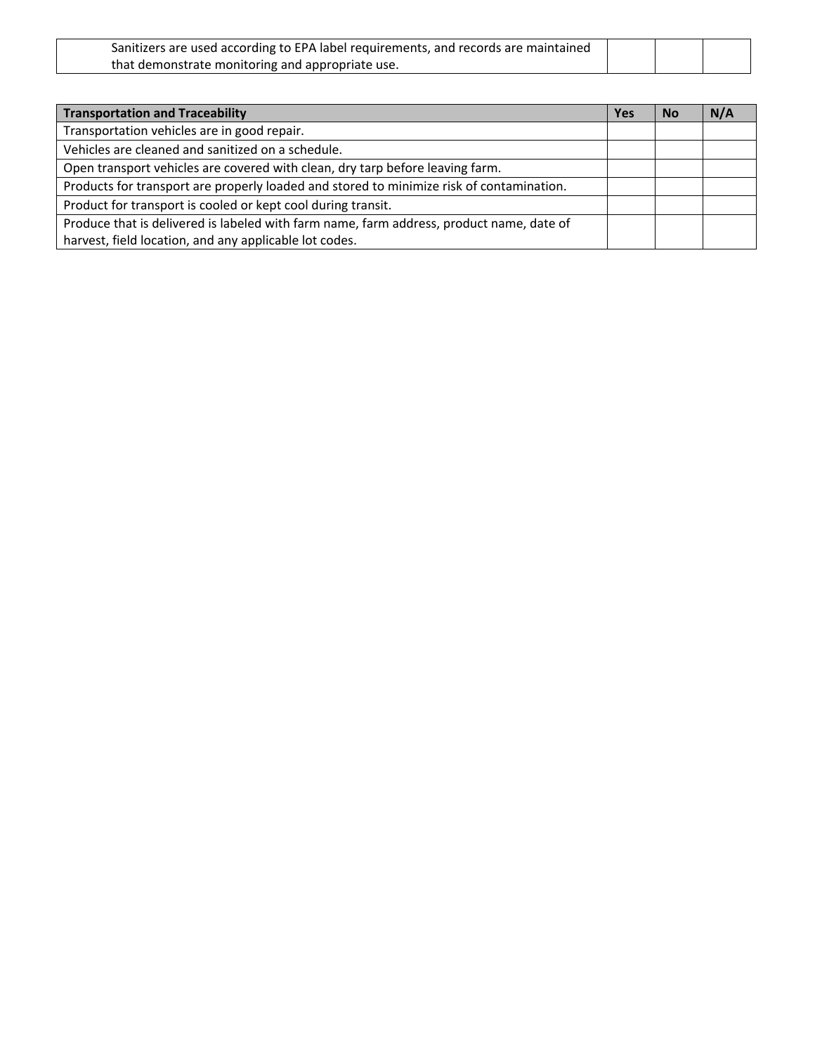| | Yes | No | N/A |
|---|---|---|---|
| Sanitizers are used according to EPA label requirements, and records are maintained that demonstrate monitoring and appropriate use. | | | |

| **Transportation and Traceability** | **Yes** | **No** | **N/A** |
|---|---|---|---|
| Transportation vehicles are in good repair. | | | |
| Vehicles are cleaned and sanitized on a schedule. | | | |
| Open transport vehicles are covered with clean, dry tarp before leaving farm. | | | |
| Products for transport are properly loaded and stored to minimize risk of contamination. | | | |
| Product for transport is cooled or kept cool during transit. | | | |
| Produce that is delivered is labeled with farm name, farm address, product name, date of harvest, field location, and any applicable lot codes. | | | |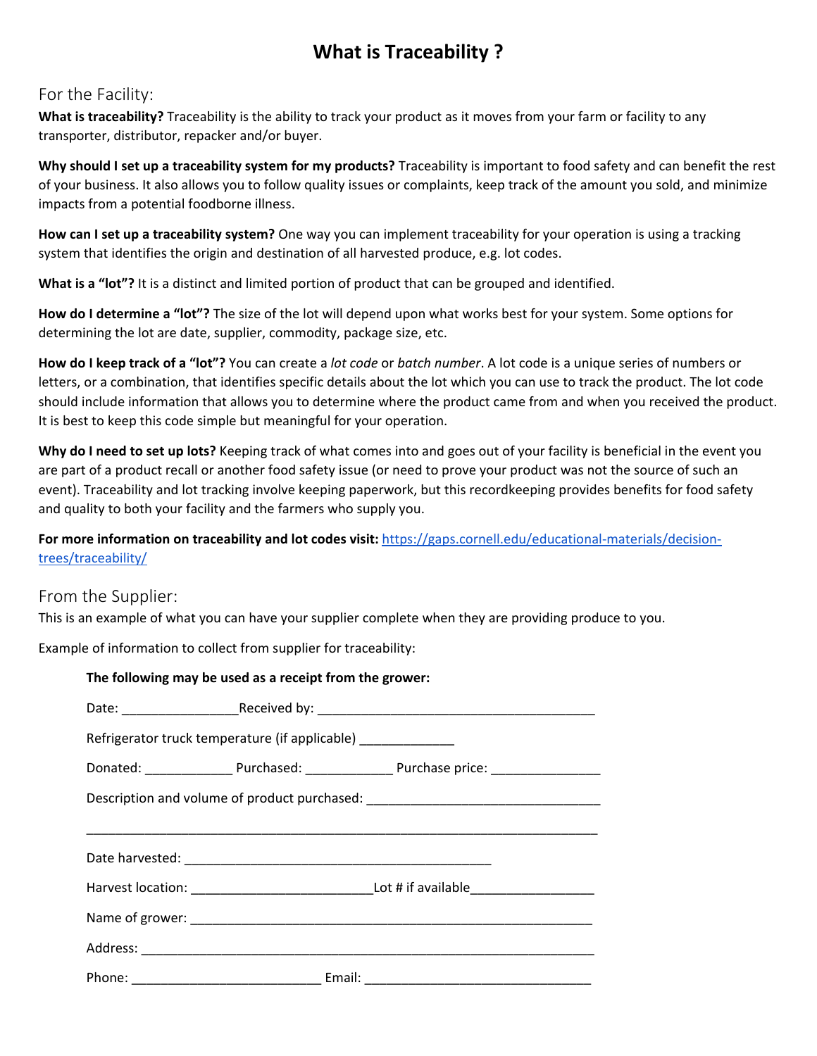# What is Traceability ?

## For the Facility:

**What is traceability?** Traceability is the ability to track your product as it moves from your farm or facility to any transporter, distributor, repacker and/or buyer.

**Why should I set up a traceability system for my products?** Traceability is important to food safety and can benefit the rest of your business. It also allows you to follow quality issues or complaints, keep track of the amount you sold, and minimize impacts from a potential foodborne illness.

**How can I set up a traceability system?** One way you can implement traceability for your operation is using a tracking system that identifies the origin and destination of all harvested produce, e.g. lot codes.

**What is a "lot"?** It is a distinct and limited portion of product that can be grouped and identified.

**How do I determine a "lot"?** The size of the lot will depend upon what works best for your system. Some options for determining the lot are date, supplier, commodity, package size, etc.

**How do I keep track of a "lot"?** You can create a *lot code* or *batch number*. A lot code is a unique series of numbers or letters, or a combination, that identifies specific details about the lot which you can use to track the product. The lot code should include information that allows you to determine where the product came from and when you received the product. It is best to keep this code simple but meaningful for your operation.

**Why do I need to set up lots?** Keeping track of what comes into and goes out of your facility is beneficial in the event you are part of a product recall or another food safety issue (or need to prove your product was not the source of such an event). Traceability and lot tracking involve keeping paperwork, but this recordkeeping provides benefits for food safety and quality to both your facility and the farmers who supply you.

**For more information on traceability and lot codes visit:** [https://gaps.cornell.edu/educational-materials/decision-trees/traceability/](https://gaps.cornell.edu/educational-materials/decision-trees/traceability/)

## From the Supplier:

This is an example of what you can have your supplier complete when they are providing produce to you.

Example of information to collect from supplier for traceability:

**The following may be used as a receipt from the grower:**

Date: ________________Received by: ________________________________________

Refrigerator truck temperature (if applicable) _____________

Donated: ____________ Purchased: ____________ Purchase price: _______________

Description and volume of product purchased: ________________________________

__________________________________________________________________________

Date harvested: ____________________________________________

Harvest location: _________________________Lot # if available_________________

Name of grower: _________________________________________________________

Address: _______________________________________________________________

Phone: __________________________ Email: _______________________________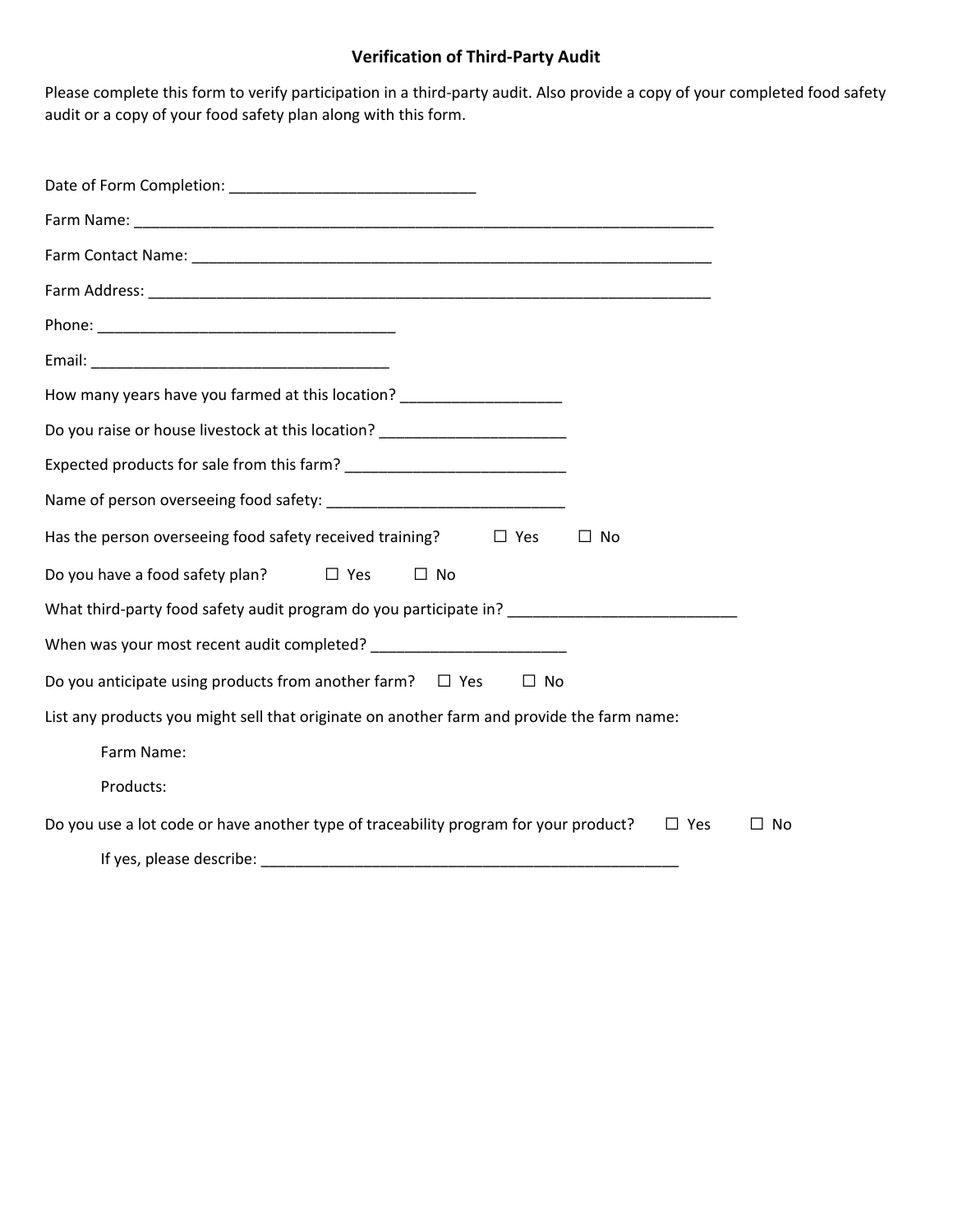# Verification of Third-Party Audit

Please complete this form to verify participation in a third-party audit. Also provide a copy of your completed food safety audit or a copy of your food safety plan along with this form.

Date of Form Completion: ______________________________

Farm Name: ______________________________________________________________________

Farm Contact Name: _________________________________________________________________

Farm Address: ____________________________________________________________________

Phone: ____________________________________

Email: ____________________________________

How many years have you farmed at this location? ___________________

Do you raise or house livestock at this location? ______________________

Expected products for sale from this farm? __________________________

Name of person overseeing food safety: ____________________________

Has the person overseeing food safety received training? ☐ Yes ☐ No

Do you have a food safety plan? ☐ Yes ☐ No

What third-party food safety audit program do you participate in? ___________________________

When was your most recent audit completed? _______________________

Do you anticipate using products from another farm? ☐ Yes ☐ No

List any products you might sell that originate on another farm and provide the farm name:

Farm Name:

Products:

Do you use a lot code or have another type of traceability program for your product? ☐ Yes ☐ No

If yes, please describe: ____________________________________________________